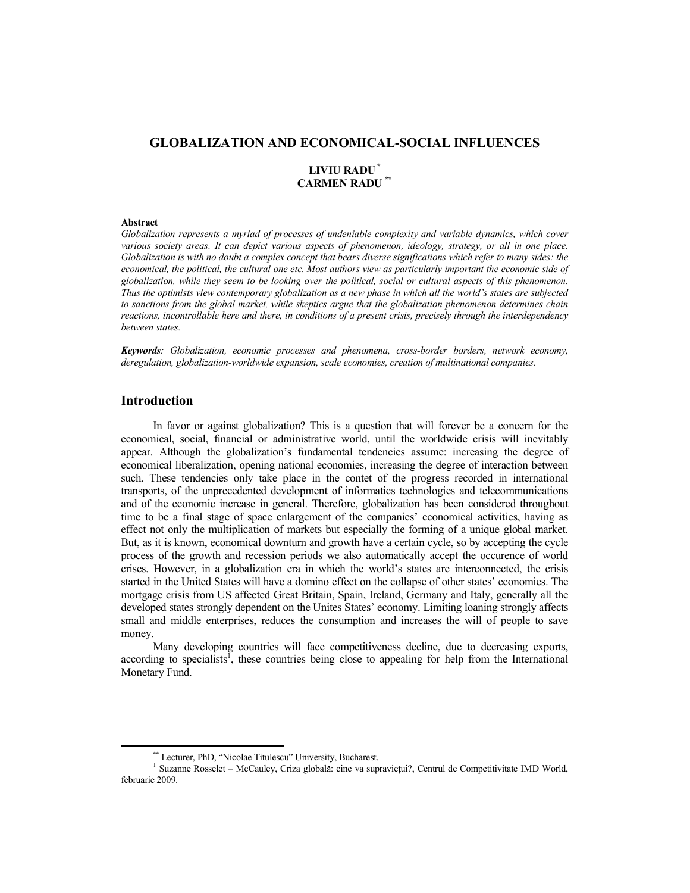# GLOBALIZATION AND ECONOMICAL-SOCIAL INFLUENCES

**LIVIU RADU** [*]
**CARMEN RADU** [**]

**Abstract**

*Globalization represents a myriad of processes of undeniable complexity and variable dynamics, which cover various society areas. It can depict various aspects of phenomenon, ideology, strategy, or all in one place. Globalization is with no doubt a complex concept that bears diverse significations which refer to many sides: the economical, the political, the cultural one etc. Most authors view as particularly important the economic side of globalization, while they seem to be looking over the political, social or cultural aspects of this phenomenon. Thus the optimists view contemporary globalization as a new phase in which all the world's states are subjected to sanctions from the global market, while skeptics argue that the globalization phenomenon determines chain reactions, incontrollable here and there, in conditions of a present crisis, precisely through the interdependency between states.*

***Keywords****: Globalization, economic processes and phenomena, cross-border borders, network economy, deregulation, globalization-worldwide expansion, scale economies, creation of multinational companies.*

## Introduction

In favor or against globalization? This is a question that will forever be a concern for the economical, social, financial or administrative world, until the worldwide crisis will inevitably appear. Although the globalization's fundamental tendencies assume: increasing the degree of economical liberalization, opening national economies, increasing the degree of interaction between such. These tendencies only take place in the contet of the progress recorded in international transports, of the unprecedented development of informatics technologies and telecommunications and of the economic increase in general. Therefore, globalization has been considered throughout time to be a final stage of space enlargement of the companies' economical activities, having as effect not only the multiplication of markets but especially the forming of a unique global market. But, as it is known, economical downturn and growth have a certain cycle, so by accepting the cycle process of the growth and recession periods we also automatically accept the occurence of world crises. However, in a globalization era in which the world's states are interconnected, the crisis started in the United States will have a domino effect on the collapse of other states' economies. The mortgage crisis from US affected Great Britain, Spain, Ireland, Germany and Italy, generally all the developed states strongly dependent on the Unites States' economy. Limiting loaning strongly affects small and middle enterprises, reduces the consumption and increases the will of people to save money.

Many developing countries will face competitiveness decline, due to decreasing exports, according to specialists[1], these countries being close to appealing for help from the International Monetary Fund.

---

[**] Lecturer, PhD, "Nicolae Titulescu" University, Bucharest.

[1] Suzanne Rosselet – McCauley, Criza globală: cine va supraviețui?, Centrul de Competitivitate IMD World, februarie 2009.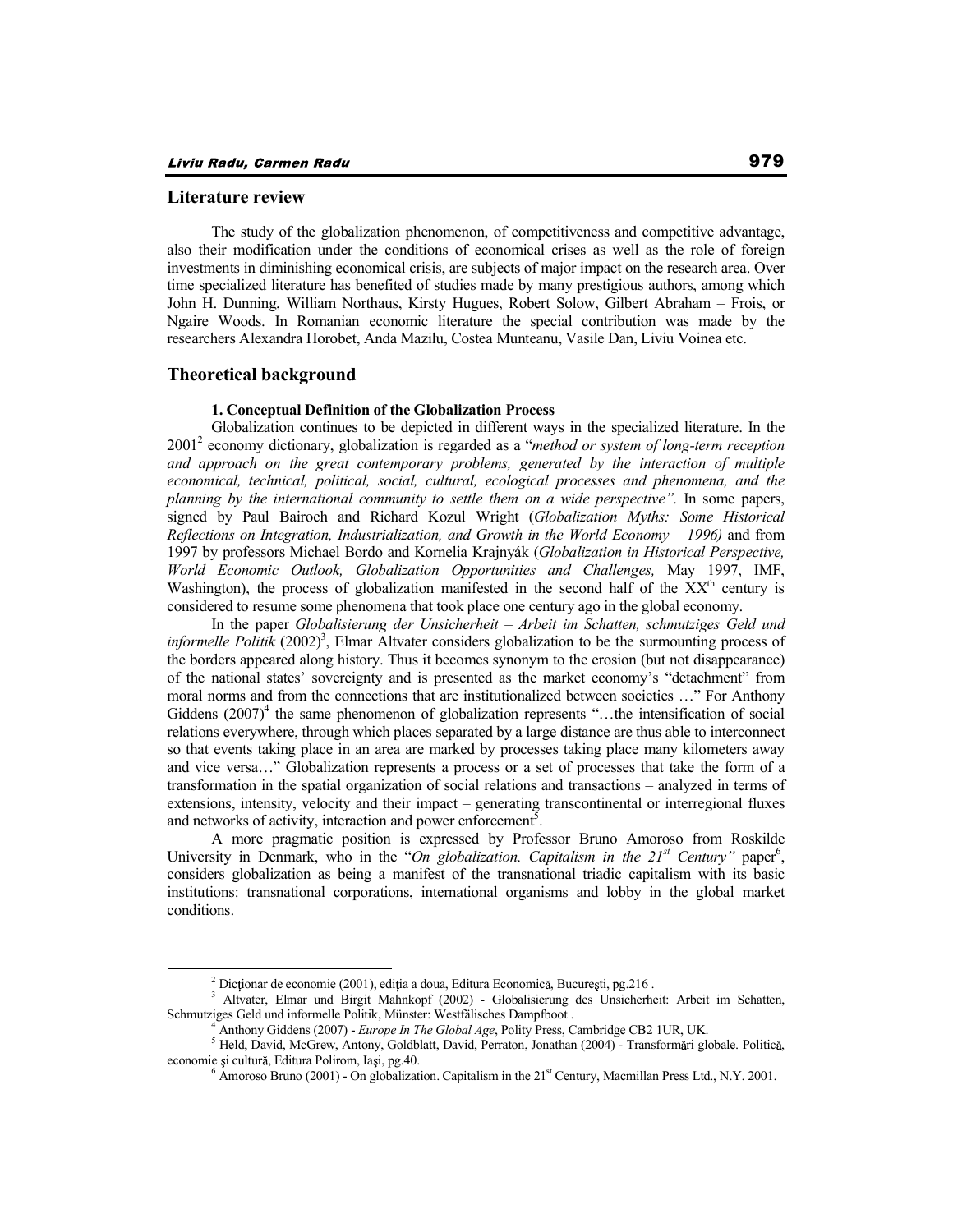## Literature review

The study of the globalization phenomenon, of competitiveness and competitive advantage, also their modification under the conditions of economical crises as well as the role of foreign investments in diminishing economical crisis, are subjects of major impact on the research area. Over time specialized literature has benefited of studies made by many prestigious authors, among which John H. Dunning, William Northaus, Kirsty Hugues, Robert Solow, Gilbert Abraham – Frois, or Ngaire Woods. In Romanian economic literature the special contribution was made by the researchers Alexandra Horobet, Anda Mazilu, Costea Munteanu, Vasile Dan, Liviu Voinea etc.

## Theoretical background

### 1. Conceptual Definition of the Globalization Process

Globalization continues to be depicted in different ways in the specialized literature. In the 2001[2] economy dictionary, globalization is regarded as a "*method or system of long-term reception and approach on the great contemporary problems, generated by the interaction of multiple economical, technical, political, social, cultural, ecological processes and phenomena, and the planning by the international community to settle them on a wide perspective"*. In some papers, signed by Paul Bairoch and Richard Kozul Wright (*Globalization Myths: Some Historical Reflections on Integration, Industrialization, and Growth in the World Economy – 1996)* and from 1997 by professors Michael Bordo and Kornelia Krajnyák (*Globalization in Historical Perspective, World Economic Outlook, Globalization Opportunities and Challenges,* May 1997, IMF, Washington), the process of globalization manifested in the second half of the XX[th] century is considered to resume some phenomena that took place one century ago in the global economy.

In the paper *Globalisierung der Unsicherheit – Arbeit im Schatten, schmutziges Geld und informelle Politik* (2002)[3], Elmar Altvater considers globalization to be the surmounting process of the borders appeared along history. Thus it becomes synonym to the erosion (but not disappearance) of the national states' sovereignty and is presented as the market economy's "detachment" from moral norms and from the connections that are institutionalized between societies …" For Anthony Giddens (2007)[4] the same phenomenon of globalization represents "…the intensification of social relations everywhere, through which places separated by a large distance are thus able to interconnect so that events taking place in an area are marked by processes taking place many kilometers away and vice versa…" Globalization represents a process or a set of processes that take the form of a transformation in the spatial organization of social relations and transactions – analyzed in terms of extensions, intensity, velocity and their impact – generating transcontinental or interregional fluxes and networks of activity, interaction and power enforcement[5].

A more pragmatic position is expressed by Professor Bruno Amoroso from Roskilde University in Denmark, who in the "*On globalization. Capitalism in the 21st Century"* paper[6], considers globalization as being a manifest of the transnational triadic capitalism with its basic institutions: transnational corporations, international organisms and lobby in the global market conditions.

---

[2] Dicţionar de economie (2001), ediţia a doua, Editura Economică, Bucureşti, pg.216 .

[3] Altvater, Elmar und Birgit Mahnkopf (2002) - Globalisierung des Unsicherheit: Arbeit im Schatten, Schmutziges Geld und informelle Politik, Münster: Westfälisches Dampfboot .

[4] Anthony Giddens (2007) - *Europe In The Global Age*, Polity Press, Cambridge CB2 1UR, UK.

[5] Held, David, McGrew, Antony, Goldblatt, David, Perraton, Jonathan (2004) - Transformări globale. Politică, economie şi cultură, Editura Polirom, Iaşi, pg.40.

[6] Amoroso Bruno (2001) - On globalization. Capitalism in the 21st Century, Macmillan Press Ltd., N.Y. 2001.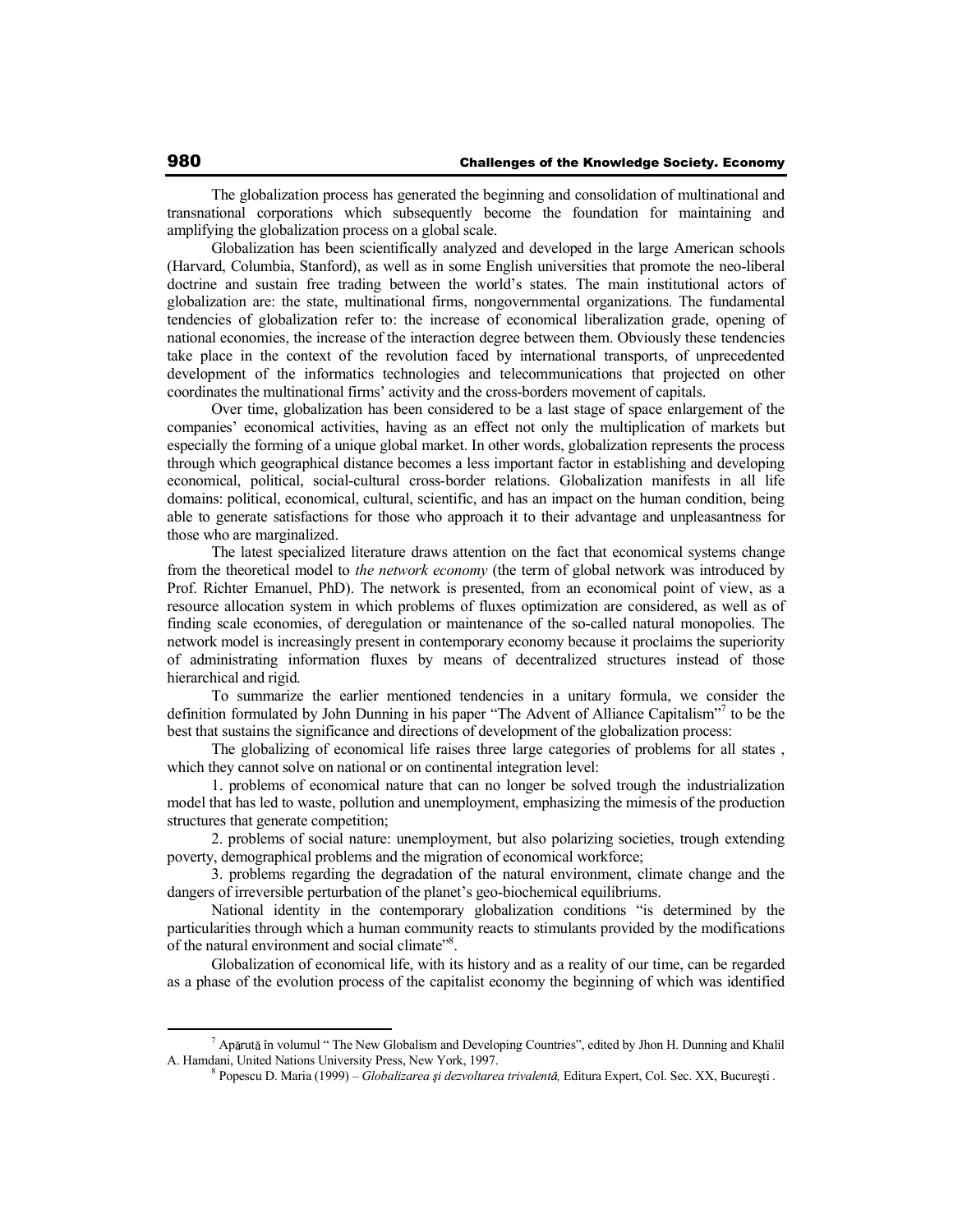The globalization process has generated the beginning and consolidation of multinational and transnational corporations which subsequently become the foundation for maintaining and amplifying the globalization process on a global scale.

Globalization has been scientifically analyzed and developed in the large American schools (Harvard, Columbia, Stanford), as well as in some English universities that promote the neo-liberal doctrine and sustain free trading between the world's states. The main institutional actors of globalization are: the state, multinational firms, nongovernmental organizations. The fundamental tendencies of globalization refer to: the increase of economical liberalization grade, opening of national economies, the increase of the interaction degree between them. Obviously these tendencies take place in the context of the revolution faced by international transports, of unprecedented development of the informatics technologies and telecommunications that projected on other coordinates the multinational firms' activity and the cross-borders movement of capitals.

Over time, globalization has been considered to be a last stage of space enlargement of the companies' economical activities, having as an effect not only the multiplication of markets but especially the forming of a unique global market. In other words, globalization represents the process through which geographical distance becomes a less important factor in establishing and developing economical, political, social-cultural cross-border relations. Globalization manifests in all life domains: political, economical, cultural, scientific, and has an impact on the human condition, being able to generate satisfactions for those who approach it to their advantage and unpleasantness for those who are marginalized.

The latest specialized literature draws attention on the fact that economical systems change from the theoretical model to *the network economy* (the term of global network was introduced by Prof. Richter Emanuel, PhD). The network is presented, from an economical point of view, as a resource allocation system in which problems of fluxes optimization are considered, as well as of finding scale economies, of deregulation or maintenance of the so-called natural monopolies. The network model is increasingly present in contemporary economy because it proclaims the superiority of administrating information fluxes by means of decentralized structures instead of those hierarchical and rigid.

To summarize the earlier mentioned tendencies in a unitary formula, we consider the definition formulated by John Dunning in his paper "The Advent of Alliance Capitalism"[7] to be the best that sustains the significance and directions of development of the globalization process:

The globalizing of economical life raises three large categories of problems for all states , which they cannot solve on national or on continental integration level:

1. problems of economical nature that can no longer be solved trough the industrialization model that has led to waste, pollution and unemployment, emphasizing the mimesis of the production structures that generate competition;

2. problems of social nature: unemployment, but also polarizing societies, trough extending poverty, demographical problems and the migration of economical workforce;

3. problems regarding the degradation of the natural environment, climate change and the dangers of irreversible perturbation of the planet's geo-biochemical equilibriums.

National identity in the contemporary globalization conditions "is determined by the particularities through which a human community reacts to stimulants provided by the modifications of the natural environment and social climate"[8].

Globalization of economical life, with its history and as a reality of our time, can be regarded as a phase of the evolution process of the capitalist economy the beginning of which was identified

---

[7] Apărută în volumul " The New Globalism and Developing Countries", edited by Jhon H. Dunning and Khalil A. Hamdani, United Nations University Press, New York, 1997.

[8] Popescu D. Maria (1999) – *Globalizarea şi dezvoltarea trivalentă,* Editura Expert, Col. Sec. XX, Bucureşti .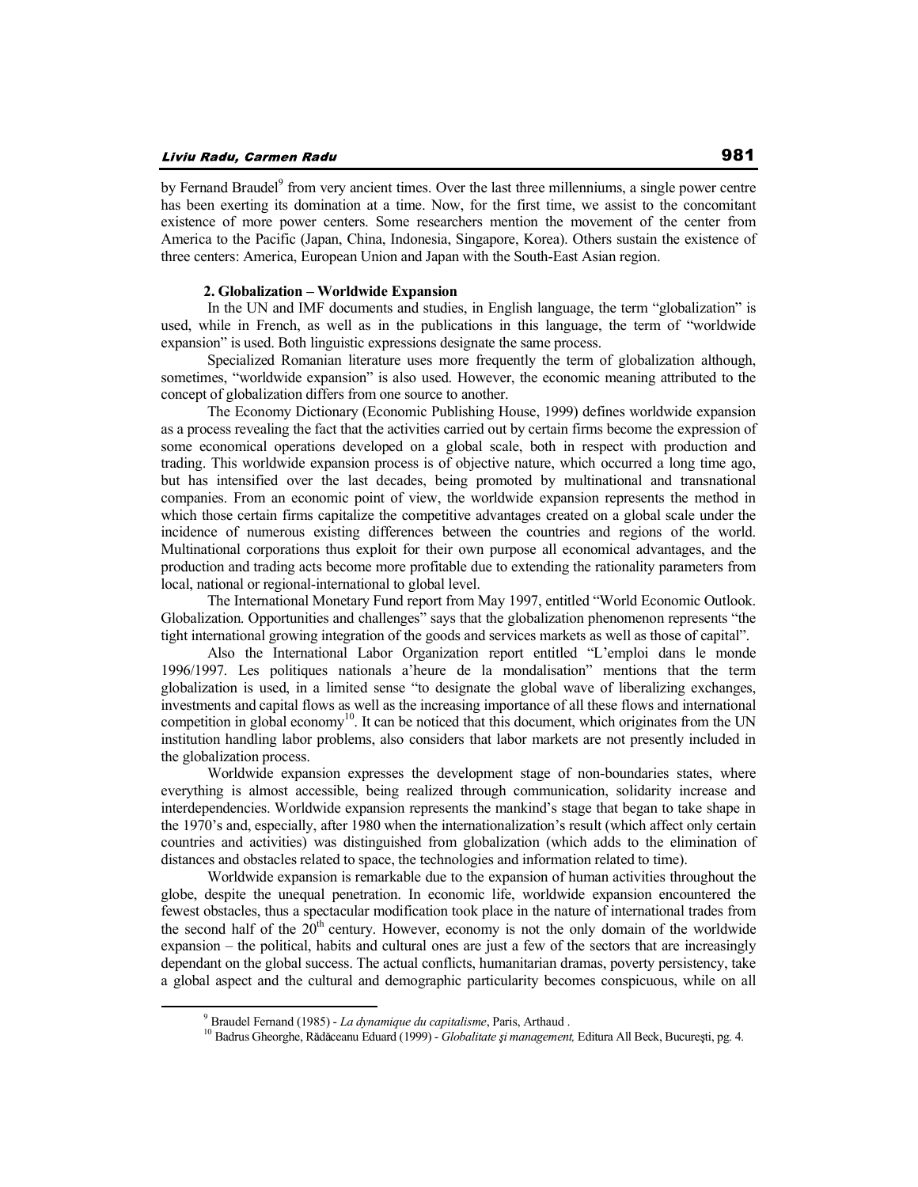by Fernand Braudel[9] from very ancient times. Over the last three millenniums, a single power centre has been exerting its domination at a time. Now, for the first time, we assist to the concomitant existence of more power centers. Some researchers mention the movement of the center from America to the Pacific (Japan, China, Indonesia, Singapore, Korea). Others sustain the existence of three centers: America, European Union and Japan with the South-East Asian region.

### 2. Globalization – Worldwide Expansion

In the UN and IMF documents and studies, in English language, the term "globalization" is used, while in French, as well as in the publications in this language, the term of "worldwide expansion" is used. Both linguistic expressions designate the same process.

Specialized Romanian literature uses more frequently the term of globalization although, sometimes, "worldwide expansion" is also used. However, the economic meaning attributed to the concept of globalization differs from one source to another.

The Economy Dictionary (Economic Publishing House, 1999) defines worldwide expansion as a process revealing the fact that the activities carried out by certain firms become the expression of some economical operations developed on a global scale, both in respect with production and trading. This worldwide expansion process is of objective nature, which occurred a long time ago, but has intensified over the last decades, being promoted by multinational and transnational companies. From an economic point of view, the worldwide expansion represents the method in which those certain firms capitalize the competitive advantages created on a global scale under the incidence of numerous existing differences between the countries and regions of the world. Multinational corporations thus exploit for their own purpose all economical advantages, and the production and trading acts become more profitable due to extending the rationality parameters from local, national or regional-international to global level.

The International Monetary Fund report from May 1997, entitled "World Economic Outlook. Globalization. Opportunities and challenges" says that the globalization phenomenon represents "the tight international growing integration of the goods and services markets as well as those of capital".

Also the International Labor Organization report entitled "L'emploi dans le monde 1996/1997. Les politiques nationals a'heure de la mondalisation" mentions that the term globalization is used, in a limited sense "to designate the global wave of liberalizing exchanges, investments and capital flows as well as the increasing importance of all these flows and international competition in global economy[10]. It can be noticed that this document, which originates from the UN institution handling labor problems, also considers that labor markets are not presently included in the globalization process.

Worldwide expansion expresses the development stage of non-boundaries states, where everything is almost accessible, being realized through communication, solidarity increase and interdependencies. Worldwide expansion represents the mankind's stage that began to take shape in the 1970's and, especially, after 1980 when the internationalization's result (which affect only certain countries and activities) was distinguished from globalization (which adds to the elimination of distances and obstacles related to space, the technologies and information related to time).

Worldwide expansion is remarkable due to the expansion of human activities throughout the globe, despite the unequal penetration. In economic life, worldwide expansion encountered the fewest obstacles, thus a spectacular modification took place in the nature of international trades from the second half of the 20th century. However, economy is not the only domain of the worldwide expansion – the political, habits and cultural ones are just a few of the sectors that are increasingly dependant on the global success. The actual conflicts, humanitarian dramas, poverty persistency, take a global aspect and the cultural and demographic particularity becomes conspicuous, while on all

---

[9] Braudel Fernand (1985) - *La dynamique du capitalisme*, Paris, Arthaud .

[10] Badrus Gheorghe, Rădăceanu Eduard (1999) - *Globalitate şi management,* Editura All Beck, Bucureşti, pg. 4.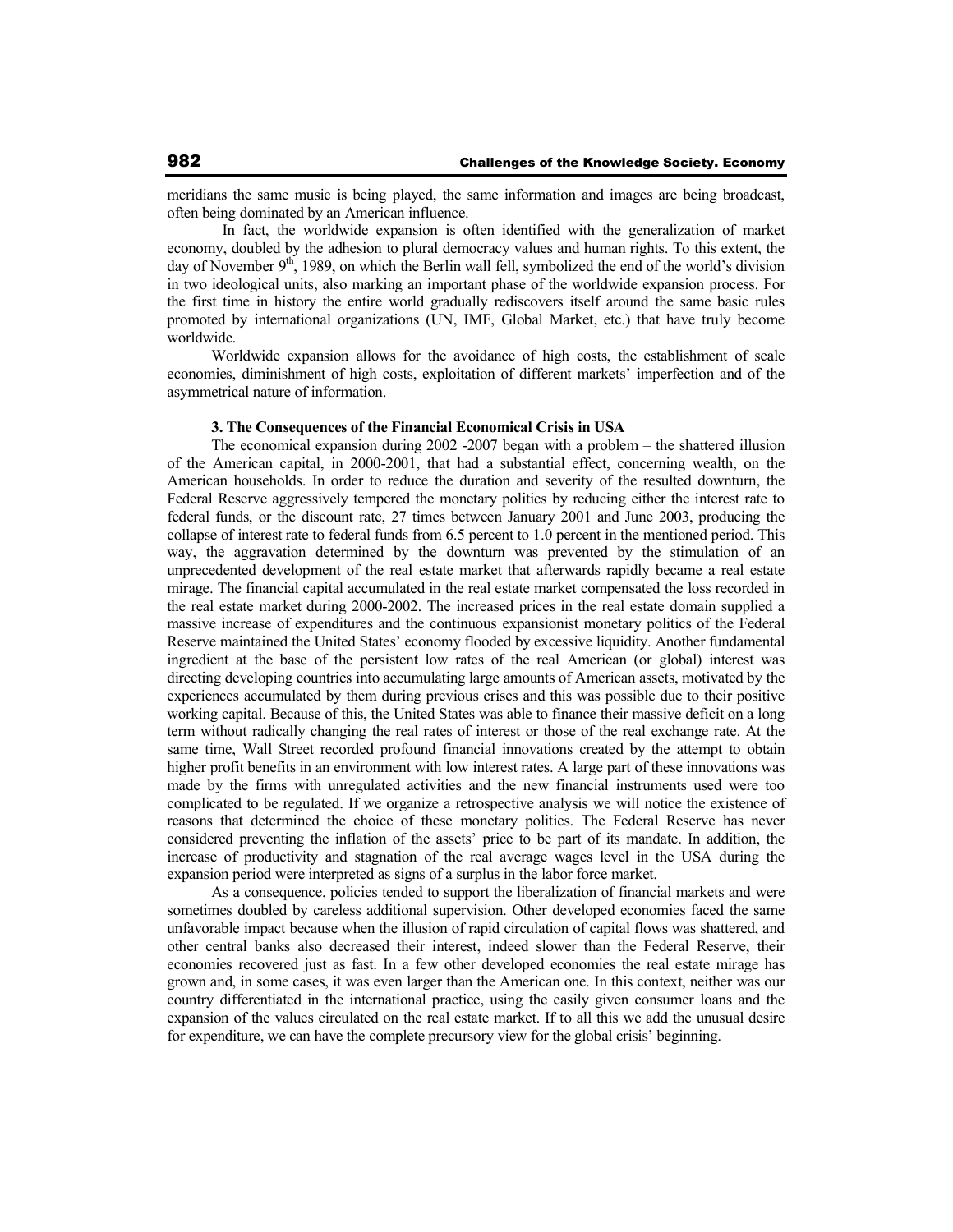meridians the same music is being played, the same information and images are being broadcast, often being dominated by an American influence.

In fact, the worldwide expansion is often identified with the generalization of market economy, doubled by the adhesion to plural democracy values and human rights. To this extent, the day of November 9th, 1989, on which the Berlin wall fell, symbolized the end of the world's division in two ideological units, also marking an important phase of the worldwide expansion process. For the first time in history the entire world gradually rediscovers itself around the same basic rules promoted by international organizations (UN, IMF, Global Market, etc.) that have truly become worldwide.

Worldwide expansion allows for the avoidance of high costs, the establishment of scale economies, diminishment of high costs, exploitation of different markets' imperfection and of the asymmetrical nature of information.

### 3. The Consequences of the Financial Economical Crisis in USA

The economical expansion during 2002 -2007 began with a problem – the shattered illusion of the American capital, in 2000-2001, that had a substantial effect, concerning wealth, on the American households. In order to reduce the duration and severity of the resulted downturn, the Federal Reserve aggressively tempered the monetary politics by reducing either the interest rate to federal funds, or the discount rate, 27 times between January 2001 and June 2003, producing the collapse of interest rate to federal funds from 6.5 percent to 1.0 percent in the mentioned period. This way, the aggravation determined by the downturn was prevented by the stimulation of an unprecedented development of the real estate market that afterwards rapidly became a real estate mirage. The financial capital accumulated in the real estate market compensated the loss recorded in the real estate market during 2000-2002. The increased prices in the real estate domain supplied a massive increase of expenditures and the continuous expansionist monetary politics of the Federal Reserve maintained the United States' economy flooded by excessive liquidity. Another fundamental ingredient at the base of the persistent low rates of the real American (or global) interest was directing developing countries into accumulating large amounts of American assets, motivated by the experiences accumulated by them during previous crises and this was possible due to their positive working capital. Because of this, the United States was able to finance their massive deficit on a long term without radically changing the real rates of interest or those of the real exchange rate. At the same time, Wall Street recorded profound financial innovations created by the attempt to obtain higher profit benefits in an environment with low interest rates. A large part of these innovations was made by the firms with unregulated activities and the new financial instruments used were too complicated to be regulated. If we organize a retrospective analysis we will notice the existence of reasons that determined the choice of these monetary politics. The Federal Reserve has never considered preventing the inflation of the assets' price to be part of its mandate. In addition, the increase of productivity and stagnation of the real average wages level in the USA during the expansion period were interpreted as signs of a surplus in the labor force market.

As a consequence, policies tended to support the liberalization of financial markets and were sometimes doubled by careless additional supervision. Other developed economies faced the same unfavorable impact because when the illusion of rapid circulation of capital flows was shattered, and other central banks also decreased their interest, indeed slower than the Federal Reserve, their economies recovered just as fast. In a few other developed economies the real estate mirage has grown and, in some cases, it was even larger than the American one. In this context, neither was our country differentiated in the international practice, using the easily given consumer loans and the expansion of the values circulated on the real estate market. If to all this we add the unusual desire for expenditure, we can have the complete precursory view for the global crisis' beginning.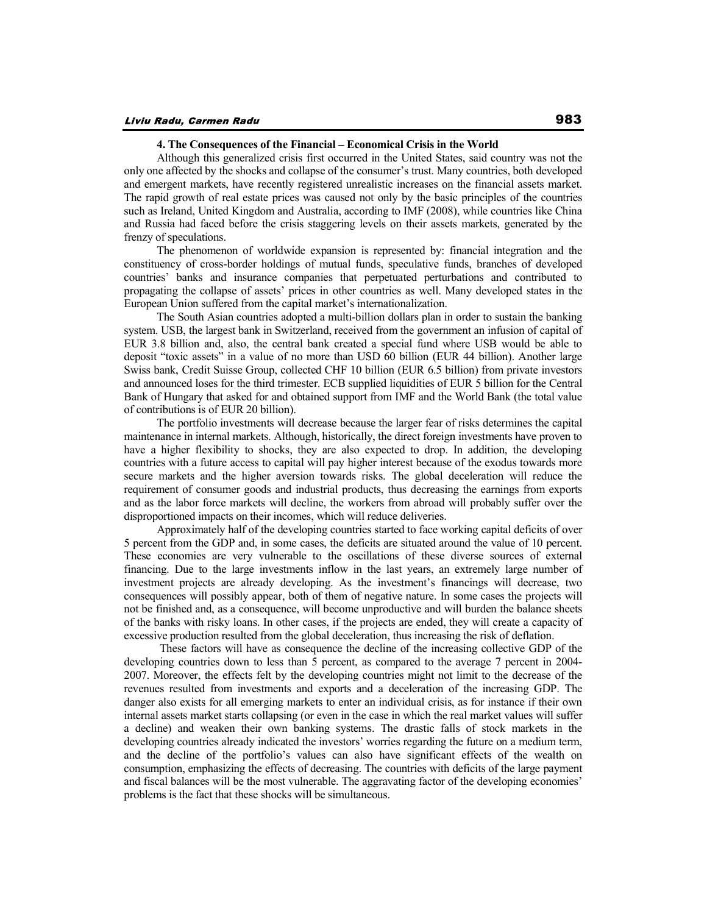### 4. The Consequences of the Financial – Economical Crisis in the World

Although this generalized crisis first occurred in the United States, said country was not the only one affected by the shocks and collapse of the consumer's trust. Many countries, both developed and emergent markets, have recently registered unrealistic increases on the financial assets market. The rapid growth of real estate prices was caused not only by the basic principles of the countries such as Ireland, United Kingdom and Australia, according to IMF (2008), while countries like China and Russia had faced before the crisis staggering levels on their assets markets, generated by the frenzy of speculations.

The phenomenon of worldwide expansion is represented by: financial integration and the constituency of cross-border holdings of mutual funds, speculative funds, branches of developed countries' banks and insurance companies that perpetuated perturbations and contributed to propagating the collapse of assets' prices in other countries as well. Many developed states in the European Union suffered from the capital market's internationalization.

The South Asian countries adopted a multi-billion dollars plan in order to sustain the banking system. USB, the largest bank in Switzerland, received from the government an infusion of capital of EUR 3.8 billion and, also, the central bank created a special fund where USB would be able to deposit "toxic assets" in a value of no more than USD 60 billion (EUR 44 billion). Another large Swiss bank, Credit Suisse Group, collected CHF 10 billion (EUR 6.5 billion) from private investors and announced loses for the third trimester. ECB supplied liquidities of EUR 5 billion for the Central Bank of Hungary that asked for and obtained support from IMF and the World Bank (the total value of contributions is of EUR 20 billion).

The portfolio investments will decrease because the larger fear of risks determines the capital maintenance in internal markets. Although, historically, the direct foreign investments have proven to have a higher flexibility to shocks, they are also expected to drop. In addition, the developing countries with a future access to capital will pay higher interest because of the exodus towards more secure markets and the higher aversion towards risks. The global deceleration will reduce the requirement of consumer goods and industrial products, thus decreasing the earnings from exports and as the labor force markets will decline, the workers from abroad will probably suffer over the disproportioned impacts on their incomes, which will reduce deliveries.

Approximately half of the developing countries started to face working capital deficits of over 5 percent from the GDP and, in some cases, the deficits are situated around the value of 10 percent. These economies are very vulnerable to the oscillations of these diverse sources of external financing. Due to the large investments inflow in the last years, an extremely large number of investment projects are already developing. As the investment's financings will decrease, two consequences will possibly appear, both of them of negative nature. In some cases the projects will not be finished and, as a consequence, will become unproductive and will burden the balance sheets of the banks with risky loans. In other cases, if the projects are ended, they will create a capacity of excessive production resulted from the global deceleration, thus increasing the risk of deflation.

These factors will have as consequence the decline of the increasing collective GDP of the developing countries down to less than 5 percent, as compared to the average 7 percent in 2004-2007. Moreover, the effects felt by the developing countries might not limit to the decrease of the revenues resulted from investments and exports and a deceleration of the increasing GDP. The danger also exists for all emerging markets to enter an individual crisis, as for instance if their own internal assets market starts collapsing (or even in the case in which the real market values will suffer a decline) and weaken their own banking systems. The drastic falls of stock markets in the developing countries already indicated the investors' worries regarding the future on a medium term, and the decline of the portfolio's values can also have significant effects of the wealth on consumption, emphasizing the effects of decreasing. The countries with deficits of the large payment and fiscal balances will be the most vulnerable. The aggravating factor of the developing economies' problems is the fact that these shocks will be simultaneous.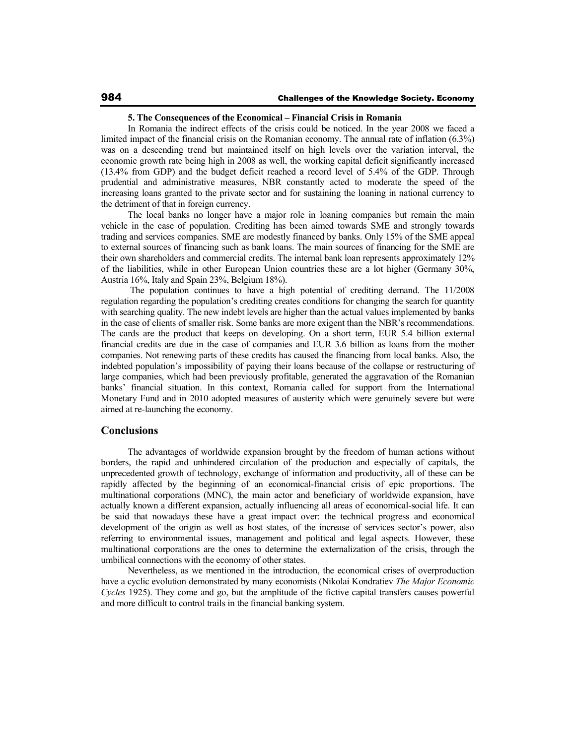**5. The Consequences of the Economical – Financial Crisis in Romania**

In Romania the indirect effects of the crisis could be noticed. In the year 2008 we faced a limited impact of the financial crisis on the Romanian economy. The annual rate of inflation (6.3%) was on a descending trend but maintained itself on high levels over the variation interval, the economic growth rate being high in 2008 as well, the working capital deficit significantly increased (13.4% from GDP) and the budget deficit reached a record level of 5.4% of the GDP. Through prudential and administrative measures, NBR constantly acted to moderate the speed of the increasing loans granted to the private sector and for sustaining the loaning in national currency to the detriment of that in foreign currency.

The local banks no longer have a major role in loaning companies but remain the main vehicle in the case of population. Crediting has been aimed towards SME and strongly towards trading and services companies. SME are modestly financed by banks. Only 15% of the SME appeal to external sources of financing such as bank loans. The main sources of financing for the SME are their own shareholders and commercial credits. The internal bank loan represents approximately 12% of the liabilities, while in other European Union countries these are a lot higher (Germany 30%, Austria 16%, Italy and Spain 23%, Belgium 18%).

The population continues to have a high potential of crediting demand. The 11/2008 regulation regarding the population's crediting creates conditions for changing the search for quantity with searching quality. The new indebt levels are higher than the actual values implemented by banks in the case of clients of smaller risk. Some banks are more exigent than the NBR's recommendations. The cards are the product that keeps on developing. On a short term, EUR 5.4 billion external financial credits are due in the case of companies and EUR 3.6 billion as loans from the mother companies. Not renewing parts of these credits has caused the financing from local banks. Also, the indebted population's impossibility of paying their loans because of the collapse or restructuring of large companies, which had been previously profitable, generated the aggravation of the Romanian banks' financial situation. In this context, Romania called for support from the International Monetary Fund and in 2010 adopted measures of austerity which were genuinely severe but were aimed at re-launching the economy.

## Conclusions

The advantages of worldwide expansion brought by the freedom of human actions without borders, the rapid and unhindered circulation of the production and especially of capitals, the unprecedented growth of technology, exchange of information and productivity, all of these can be rapidly affected by the beginning of an economical-financial crisis of epic proportions. The multinational corporations (MNC), the main actor and beneficiary of worldwide expansion, have actually known a different expansion, actually influencing all areas of economical-social life. It can be said that nowadays these have a great impact over: the technical progress and economical development of the origin as well as host states, of the increase of services sector's power, also referring to environmental issues, management and political and legal aspects. However, these multinational corporations are the ones to determine the externalization of the crisis, through the umbilical connections with the economy of other states.

Nevertheless, as we mentioned in the introduction, the economical crises of overproduction have a cyclic evolution demonstrated by many economists (Nikolai Kondratiev *The Major Economic Cycles* 1925). They come and go, but the amplitude of the fictive capital transfers causes powerful and more difficult to control trails in the financial banking system.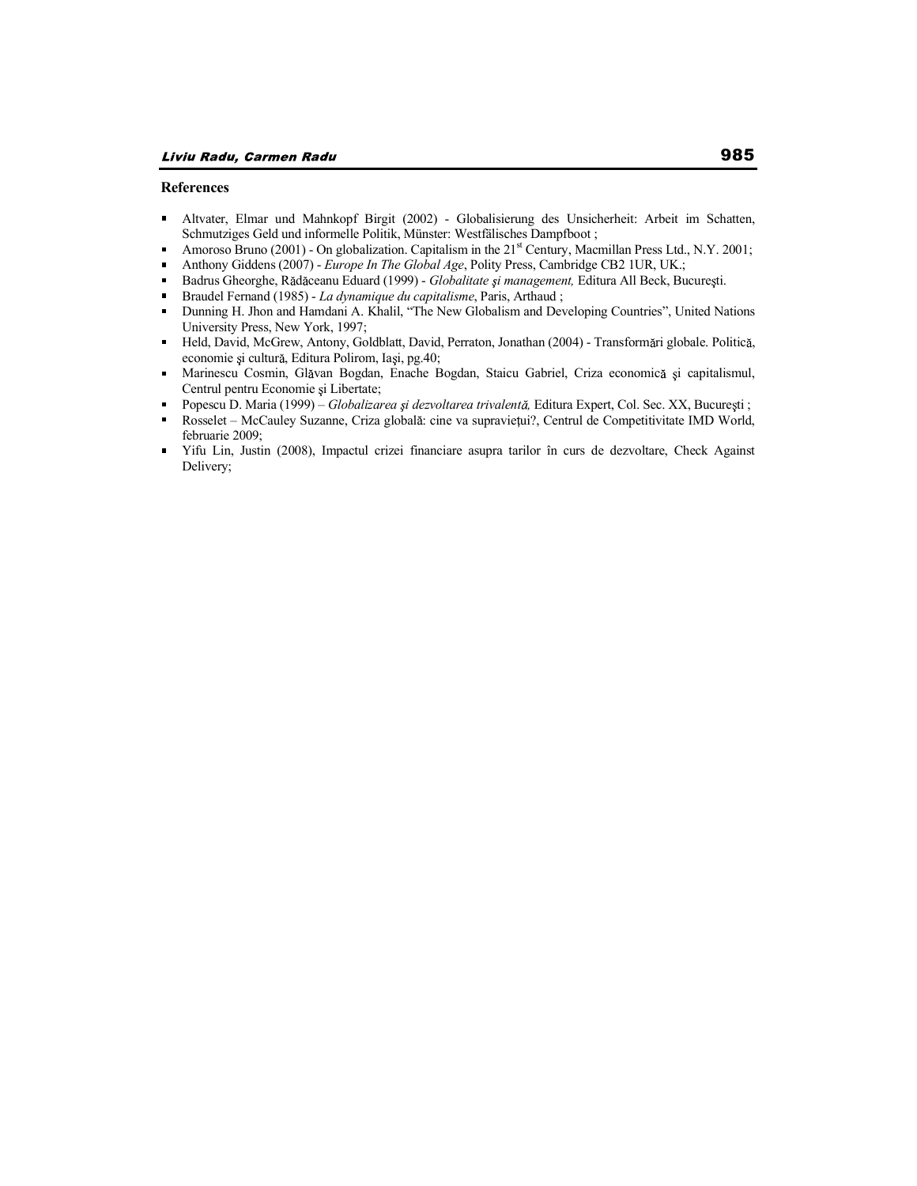**References**

- Altvater, Elmar und Mahnkopf Birgit (2002) - Globalisierung des Unsicherheit: Arbeit im Schatten, Schmutziges Geld und informelle Politik, Münster: Westfälisches Dampfboot ;
- Amoroso Bruno (2001) - On globalization. Capitalism in the 21st Century, Macmillan Press Ltd., N.Y. 2001;
- Anthony Giddens (2007) - *Europe In The Global Age*, Polity Press, Cambridge CB2 1UR, UK.;
- Badrus Gheorghe, Rădăceanu Eduard (1999) - *Globalitate şi management,* Editura All Beck, Bucureşti.
- Braudel Fernand (1985) - *La dynamique du capitalisme*, Paris, Arthaud ;
- Dunning H. Jhon and Hamdani A. Khalil, "The New Globalism and Developing Countries", United Nations University Press, New York, 1997;
- Held, David, McGrew, Antony, Goldblatt, David, Perraton, Jonathan (2004) - Transformări globale. Politică, economie şi cultură, Editura Polirom, Iaşi, pg.40;
- Marinescu Cosmin, Glăvan Bogdan, Enache Bogdan, Staicu Gabriel, Criza economică şi capitalismul, Centrul pentru Economie şi Libertate;
- Popescu D. Maria (1999) – *Globalizarea şi dezvoltarea trivalentă,* Editura Expert, Col. Sec. XX, Bucureşti ;
- Rosselet – McCauley Suzanne, Criza globală: cine va supravieţui?, Centrul de Competitivitate IMD World, februarie 2009;
- Yifu Lin, Justin (2008), Impactul crizei financiare asupra tarilor în curs de dezvoltare, Check Against Delivery;